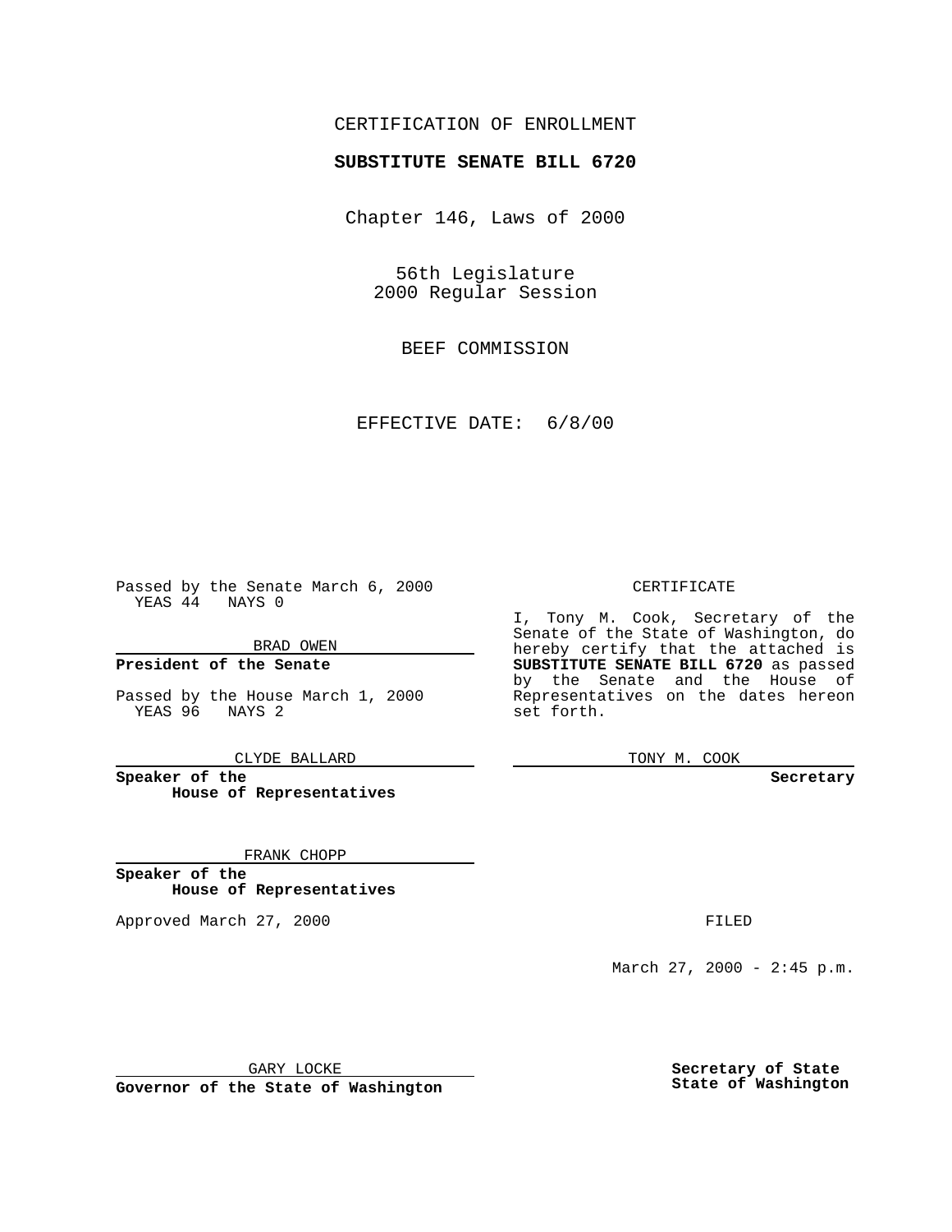CERTIFICATION OF ENROLLMENT

**SUBSTITUTE SENATE BILL 6720**

Chapter 146, Laws of 2000

56th Legislature
2000 Regular Session

BEEF COMMISSION

EFFECTIVE DATE: 6/8/00

Passed by the Senate March 6, 2000
YEAS 44 NAYS 0

BRAD OWEN

**President of the Senate**

Passed by the House March 1, 2000
YEAS 96 NAYS 2

CLYDE BALLARD

**Speaker of the House of Representatives**

FRANK CHOPP

**Speaker of the House of Representatives**

Approved March 27, 2000

GARY LOCKE

**Governor of the State of Washington**

CERTIFICATE

I, Tony M. Cook, Secretary of the Senate of the State of Washington, do hereby certify that the attached is **SUBSTITUTE SENATE BILL 6720** as passed by the Senate and the House of Representatives on the dates hereon set forth.

TONY M. COOK

**Secretary**

FILED

March 27, 2000 - 2:45 p.m.

**Secretary of State**
**State of Washington**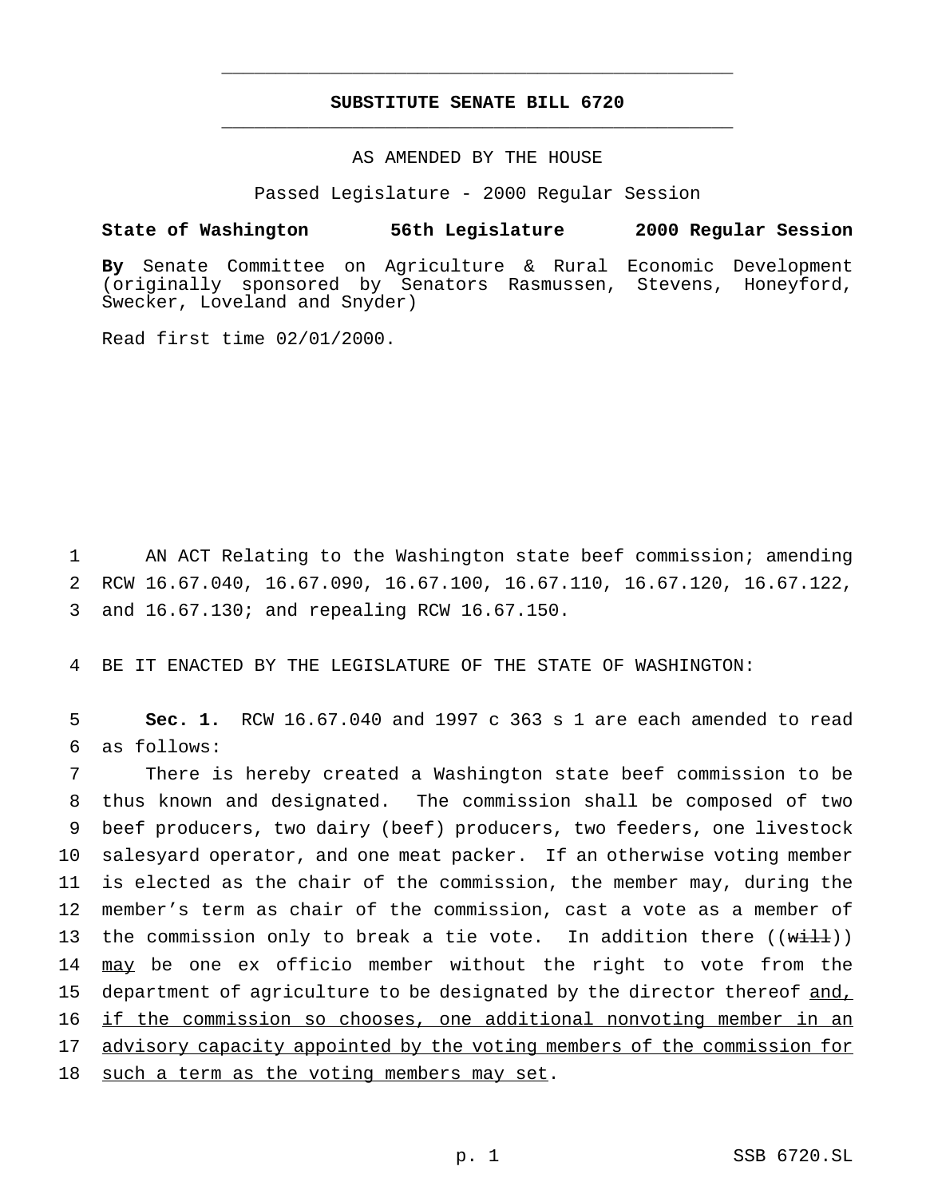# SUBSTITUTE SENATE BILL 6720

AS AMENDED BY THE HOUSE

Passed Legislature - 2000 Regular Session

**State of Washington 56th Legislature 2000 Regular Session**

**By** Senate Committee on Agriculture & Rural Economic Development (originally sponsored by Senators Rasmussen, Stevens, Honeyford, Swecker, Loveland and Snyder)

Read first time 02/01/2000.

1 AN ACT Relating to the Washington state beef commission; amending
2 RCW 16.67.040, 16.67.090, 16.67.100, 16.67.110, 16.67.120, 16.67.122,
3 and 16.67.130; and repealing RCW 16.67.150.

4 BE IT ENACTED BY THE LEGISLATURE OF THE STATE OF WASHINGTON:

5 **Sec. 1.** RCW 16.67.040 and 1997 c 363 s 1 are each amended to read
6 as follows:

7 There is hereby created a Washington state beef commission to be
8 thus known and designated. The commission shall be composed of two
9 beef producers, two dairy (beef) producers, two feeders, one livestock
10 salesyard operator, and one meat packer. If an otherwise voting member
11 is elected as the chair of the commission, the member may, during the
12 member's term as chair of the commission, cast a vote as a member of
13 the commission only to break a tie vote. In addition there ((~~will~~))
14 <u>may</u> be one ex officio member without the right to vote from the
15 department of agriculture to be designated by the director thereof <u>and,</u>
16 <u>if the commission so chooses, one additional nonvoting member in an</u>
17 <u>advisory capacity appointed by the voting members of the commission for</u>
18 <u>such a term as the voting members may set</u>.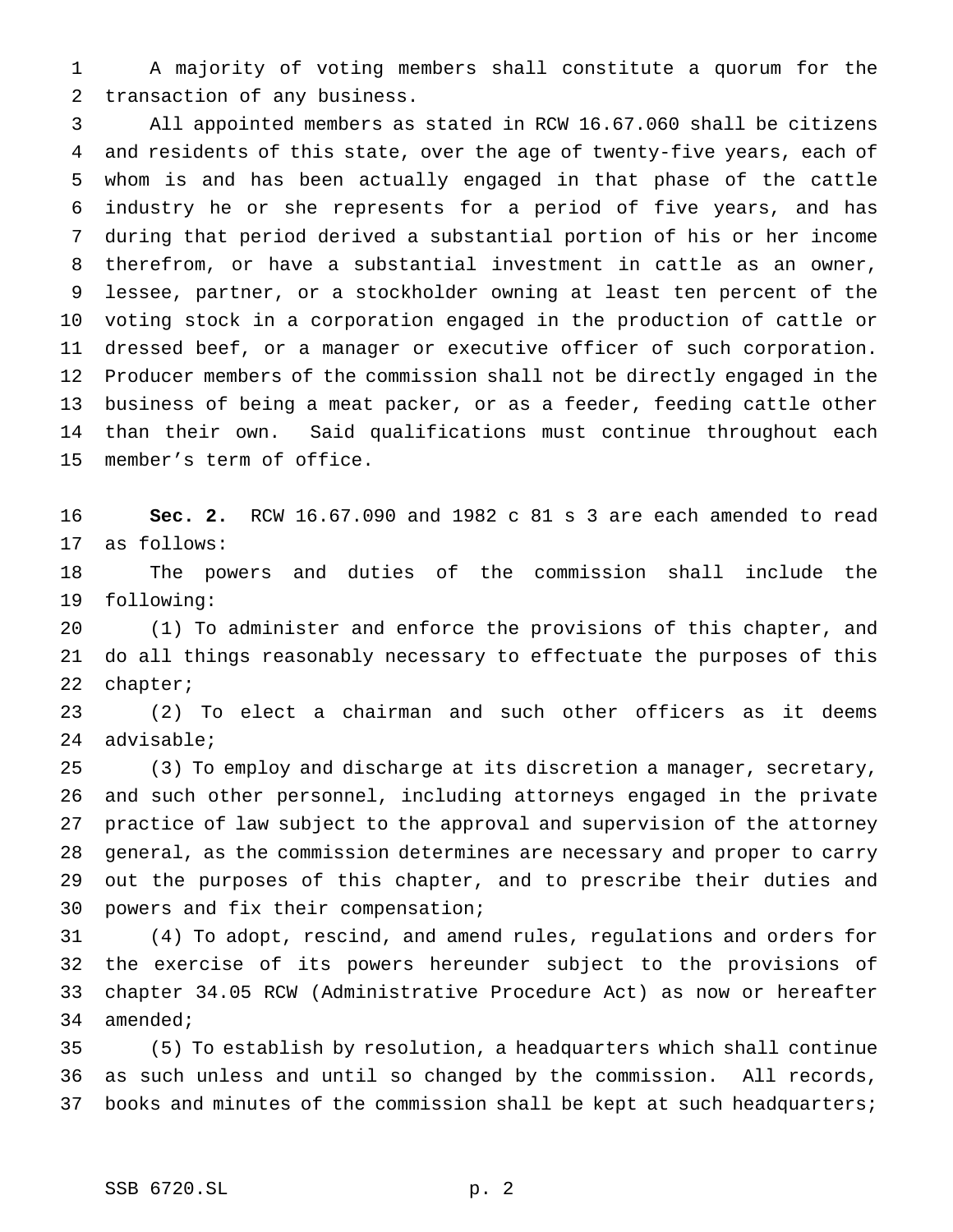A majority of voting members shall constitute a quorum for the transaction of any business.

All appointed members as stated in RCW 16.67.060 shall be citizens and residents of this state, over the age of twenty-five years, each of whom is and has been actually engaged in that phase of the cattle industry he or she represents for a period of five years, and has during that period derived a substantial portion of his or her income therefrom, or have a substantial investment in cattle as an owner, lessee, partner, or a stockholder owning at least ten percent of the voting stock in a corporation engaged in the production of cattle or dressed beef, or a manager or executive officer of such corporation. Producer members of the commission shall not be directly engaged in the business of being a meat packer, or as a feeder, feeding cattle other than their own. Said qualifications must continue throughout each member's term of office.

**Sec. 2.** RCW 16.67.090 and 1982 c 81 s 3 are each amended to read as follows:

The powers and duties of the commission shall include the following:

(1) To administer and enforce the provisions of this chapter, and do all things reasonably necessary to effectuate the purposes of this chapter;

(2) To elect a chairman and such other officers as it deems advisable;

(3) To employ and discharge at its discretion a manager, secretary, and such other personnel, including attorneys engaged in the private practice of law subject to the approval and supervision of the attorney general, as the commission determines are necessary and proper to carry out the purposes of this chapter, and to prescribe their duties and powers and fix their compensation;

(4) To adopt, rescind, and amend rules, regulations and orders for the exercise of its powers hereunder subject to the provisions of chapter 34.05 RCW (Administrative Procedure Act) as now or hereafter amended;

(5) To establish by resolution, a headquarters which shall continue as such unless and until so changed by the commission. All records, books and minutes of the commission shall be kept at such headquarters;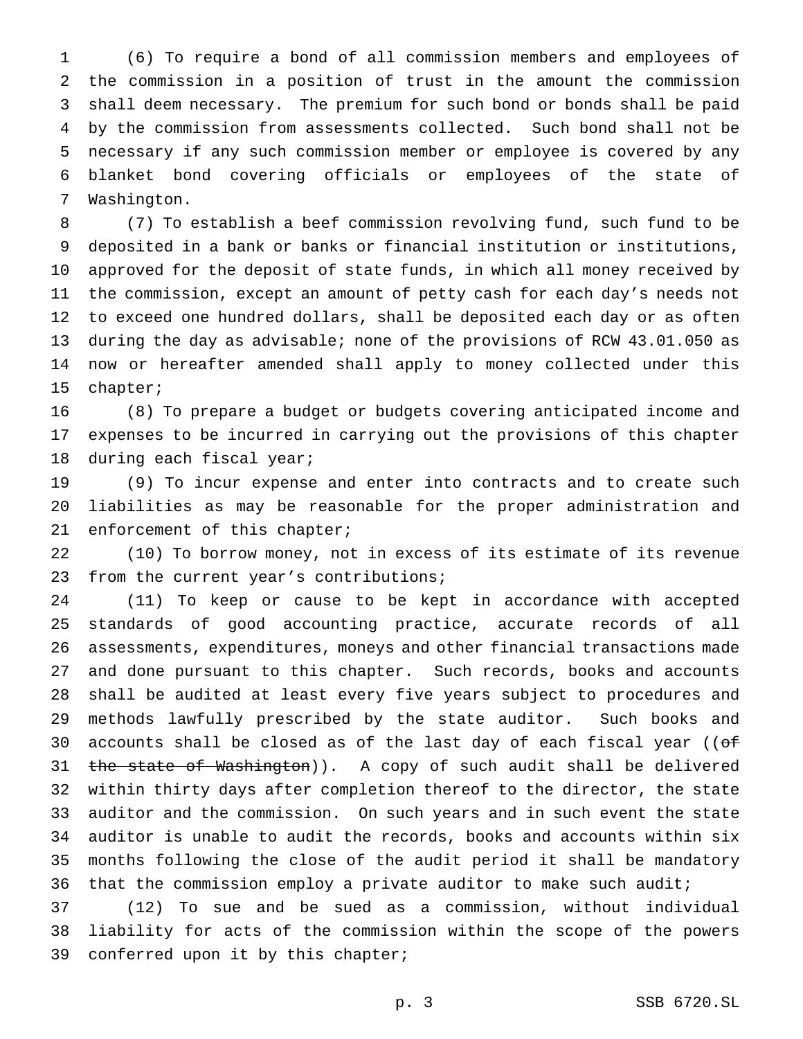(6) To require a bond of all commission members and employees of the commission in a position of trust in the amount the commission shall deem necessary. The premium for such bond or bonds shall be paid by the commission from assessments collected. Such bond shall not be necessary if any such commission member or employee is covered by any blanket bond covering officials or employees of the state of Washington.

(7) To establish a beef commission revolving fund, such fund to be deposited in a bank or banks or financial institution or institutions, approved for the deposit of state funds, in which all money received by the commission, except an amount of petty cash for each day's needs not to exceed one hundred dollars, shall be deposited each day or as often during the day as advisable; none of the provisions of RCW 43.01.050 as now or hereafter amended shall apply to money collected under this chapter;

(8) To prepare a budget or budgets covering anticipated income and expenses to be incurred in carrying out the provisions of this chapter during each fiscal year;

(9) To incur expense and enter into contracts and to create such liabilities as may be reasonable for the proper administration and enforcement of this chapter;

(10) To borrow money, not in excess of its estimate of its revenue from the current year's contributions;

(11) To keep or cause to be kept in accordance with accepted standards of good accounting practice, accurate records of all assessments, expenditures, moneys and other financial transactions made and done pursuant to this chapter. Such records, books and accounts shall be audited at least every five years subject to procedures and methods lawfully prescribed by the state auditor. Such books and accounts shall be closed as of the last day of each fiscal year ((~~of the state of Washington~~)). A copy of such audit shall be delivered within thirty days after completion thereof to the director, the state auditor and the commission. On such years and in such event the state auditor is unable to audit the records, books and accounts within six months following the close of the audit period it shall be mandatory that the commission employ a private auditor to make such audit;

(12) To sue and be sued as a commission, without individual liability for acts of the commission within the scope of the powers conferred upon it by this chapter;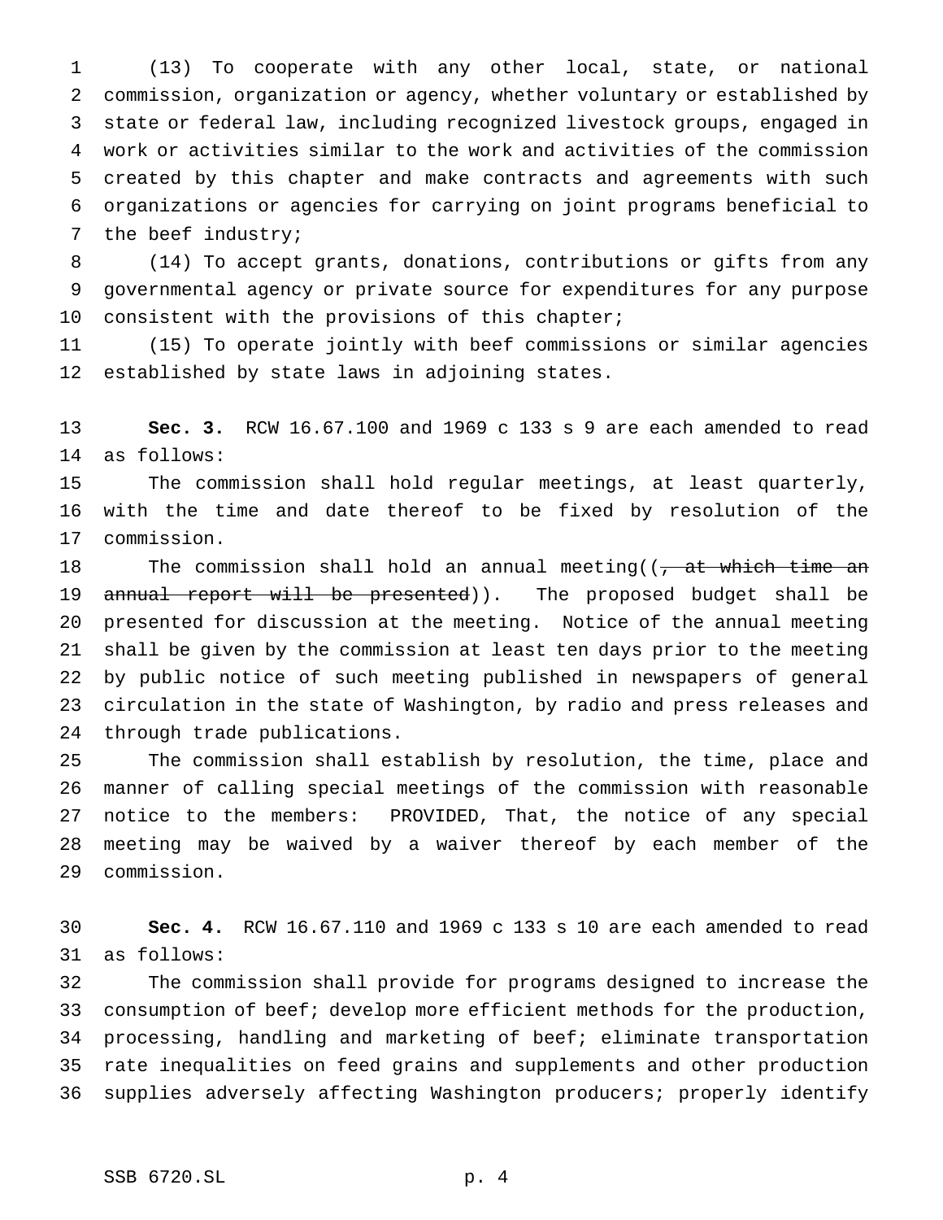(13) To cooperate with any other local, state, or national commission, organization or agency, whether voluntary or established by state or federal law, including recognized livestock groups, engaged in work or activities similar to the work and activities of the commission created by this chapter and make contracts and agreements with such organizations or agencies for carrying on joint programs beneficial to the beef industry;

(14) To accept grants, donations, contributions or gifts from any governmental agency or private source for expenditures for any purpose consistent with the provisions of this chapter;

(15) To operate jointly with beef commissions or similar agencies established by state laws in adjoining states.

**Sec. 3.** RCW 16.67.100 and 1969 c 133 s 9 are each amended to read as follows:

The commission shall hold regular meetings, at least quarterly, with the time and date thereof to be fixed by resolution of the commission.

The commission shall hold an annual meeting((~~, at which time an annual report will be presented~~)). The proposed budget shall be presented for discussion at the meeting. Notice of the annual meeting shall be given by the commission at least ten days prior to the meeting by public notice of such meeting published in newspapers of general circulation in the state of Washington, by radio and press releases and through trade publications.

The commission shall establish by resolution, the time, place and manner of calling special meetings of the commission with reasonable notice to the members: PROVIDED, That, the notice of any special meeting may be waived by a waiver thereof by each member of the commission.

**Sec. 4.** RCW 16.67.110 and 1969 c 133 s 10 are each amended to read as follows:

The commission shall provide for programs designed to increase the consumption of beef; develop more efficient methods for the production, processing, handling and marketing of beef; eliminate transportation rate inequalities on feed grains and supplements and other production supplies adversely affecting Washington producers; properly identify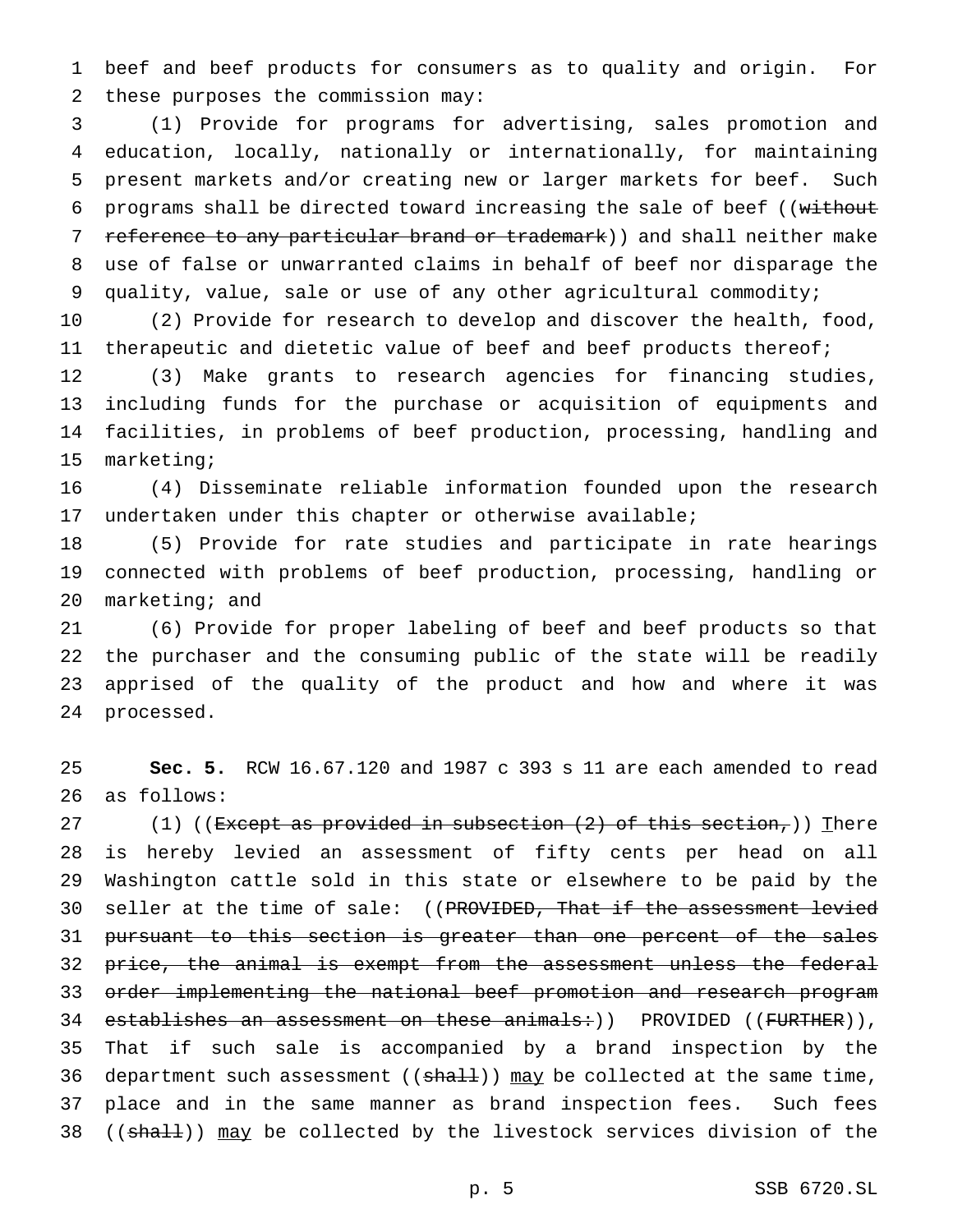beef and beef products for consumers as to quality and origin. For these purposes the commission may:

(1) Provide for programs for advertising, sales promotion and education, locally, nationally or internationally, for maintaining present markets and/or creating new or larger markets for beef. Such programs shall be directed toward increasing the sale of beef ((~~without reference to any particular brand or trademark~~)) and shall neither make use of false or unwarranted claims in behalf of beef nor disparage the quality, value, sale or use of any other agricultural commodity;

(2) Provide for research to develop and discover the health, food, therapeutic and dietetic value of beef and beef products thereof;

(3) Make grants to research agencies for financing studies, including funds for the purchase or acquisition of equipments and facilities, in problems of beef production, processing, handling and marketing;

(4) Disseminate reliable information founded upon the research undertaken under this chapter or otherwise available;

(5) Provide for rate studies and participate in rate hearings connected with problems of beef production, processing, handling or marketing; and

(6) Provide for proper labeling of beef and beef products so that the purchaser and the consuming public of the state will be readily apprised of the quality of the product and how and where it was processed.

**Sec. 5.** RCW 16.67.120 and 1987 c 393 s 11 are each amended to read as follows:

(1) ((~~Except as provided in subsection (2) of this section,~~)) There is hereby levied an assessment of fifty cents per head on all Washington cattle sold in this state or elsewhere to be paid by the seller at the time of sale: ((~~PROVIDED, That if the assessment levied pursuant to this section is greater than one percent of the sales price, the animal is exempt from the assessment unless the federal order implementing the national beef promotion and research program establishes an assessment on these animals:~~)) PROVIDED ((~~FURTHER~~)), That if such sale is accompanied by a brand inspection by the department such assessment ((~~shall~~)) may be collected at the same time, place and in the same manner as brand inspection fees. Such fees ((~~shall~~)) may be collected by the livestock services division of the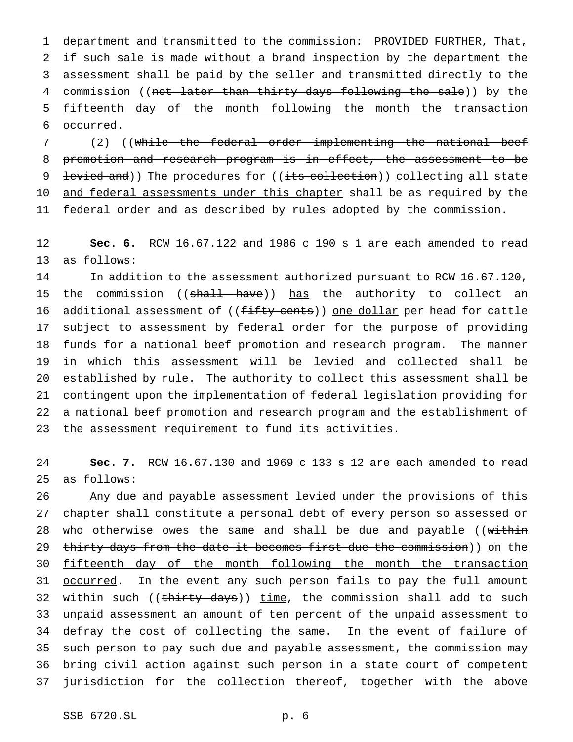department and transmitted to the commission: PROVIDED FURTHER, That, if such sale is made without a brand inspection by the department the assessment shall be paid by the seller and transmitted directly to the commission ((~~not later than thirty days following the sale~~)) <u>by the fifteenth day of the month following the month the transaction occurred</u>.

(2) ((~~While the federal order implementing the national beef promotion and research program is in effect, the assessment to be levied and~~)) <u>T</u>he procedures for ((~~its collection~~)) <u>collecting all state and federal assessments under this chapter</u> shall be as required by the federal order and as described by rules adopted by the commission.

**Sec. 6.** RCW 16.67.122 and 1986 c 190 s 1 are each amended to read as follows:

In addition to the assessment authorized pursuant to RCW 16.67.120, the commission ((~~shall have~~)) <u>has</u> the authority to collect an additional assessment of ((~~fifty cents~~)) <u>one dollar</u> per head for cattle subject to assessment by federal order for the purpose of providing funds for a national beef promotion and research program. The manner in which this assessment will be levied and collected shall be established by rule. The authority to collect this assessment shall be contingent upon the implementation of federal legislation providing for a national beef promotion and research program and the establishment of the assessment requirement to fund its activities.

**Sec. 7.** RCW 16.67.130 and 1969 c 133 s 12 are each amended to read as follows:

Any due and payable assessment levied under the provisions of this chapter shall constitute a personal debt of every person so assessed or who otherwise owes the same and shall be due and payable ((~~within thirty days from the date it becomes first due the commission~~)) <u>on the fifteenth day of the month following the month the transaction occurred</u>. In the event any such person fails to pay the full amount within such ((~~thirty days~~)) <u>time</u>, the commission shall add to such unpaid assessment an amount of ten percent of the unpaid assessment to defray the cost of collecting the same. In the event of failure of such person to pay such due and payable assessment, the commission may bring civil action against such person in a state court of competent jurisdiction for the collection thereof, together with the above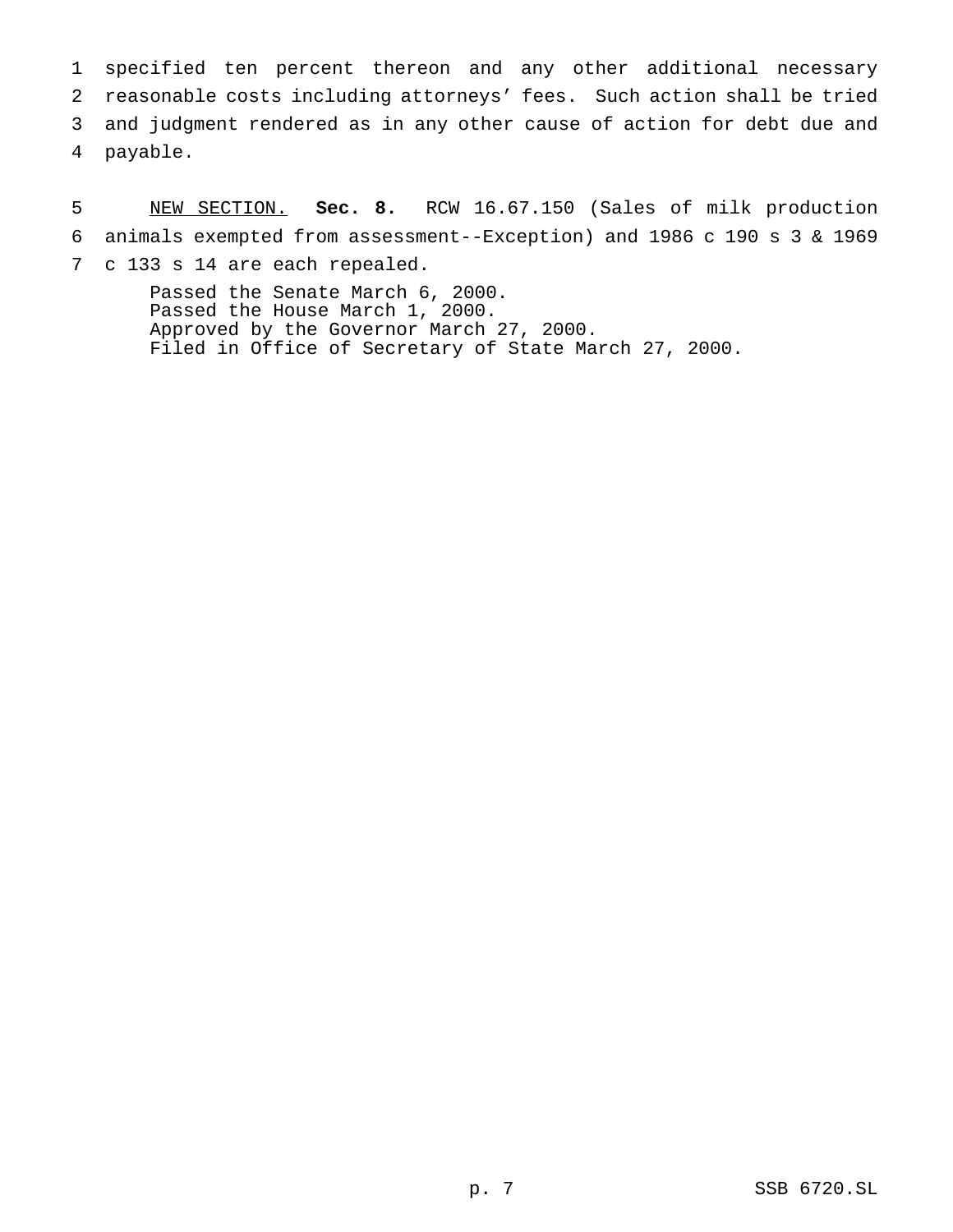specified ten percent thereon and any other additional necessary reasonable costs including attorneys' fees. Such action shall be tried and judgment rendered as in any other cause of action for debt due and payable.

NEW SECTION. **Sec. 8.** RCW 16.67.150 (Sales of milk production animals exempted from assessment--Exception) and 1986 c 190 s 3 & 1969 c 133 s 14 are each repealed.

Passed the Senate March 6, 2000.
Passed the House March 1, 2000.
Approved by the Governor March 27, 2000.
Filed in Office of Secretary of State March 27, 2000.